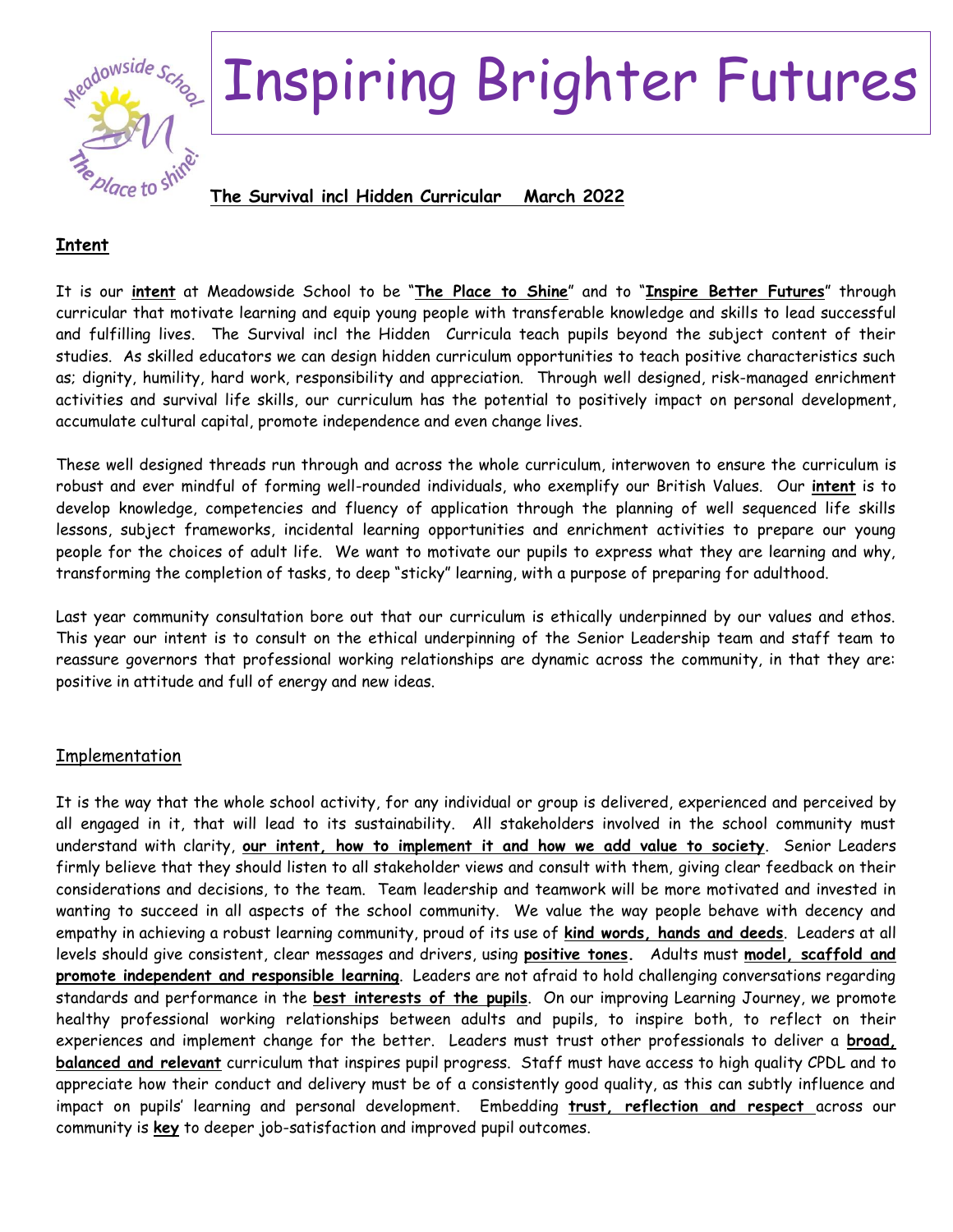# Inspiring Brighter Futures

**The Survival incl Hidden Curricular March 2022**

## **Intent**

It is our **intent** at Meadowside School to be "**The Place to Shine**" and to "**Inspire Better Futures**" through curricular that motivate learning and equip young people with transferable knowledge and skills to lead successful and fulfilling lives. The Survival incl the Hidden Curricula teach pupils beyond the subject content of their studies. As skilled educators we can design hidden curriculum opportunities to teach positive characteristics such as; dignity, humility, hard work, responsibility and appreciation. Through well designed, risk-managed enrichment activities and survival life skills, our curriculum has the potential to positively impact on personal development, accumulate cultural capital, promote independence and even change lives.

These well designed threads run through and across the whole curriculum, interwoven to ensure the curriculum is robust and ever mindful of forming well-rounded individuals, who exemplify our British Values. Our **intent** is to develop knowledge, competencies and fluency of application through the planning of well sequenced life skills lessons, subject frameworks, incidental learning opportunities and enrichment activities to prepare our young people for the choices of adult life. We want to motivate our pupils to express what they are learning and why, transforming the completion of tasks, to deep "sticky" learning, with a purpose of preparing for adulthood.

Last year community consultation bore out that our curriculum is ethically underpinned by our values and ethos. This year our intent is to consult on the ethical underpinning of the Senior Leadership team and staff team to reassure governors that professional working relationships are dynamic across the community, in that they are: positive in attitude and full of energy and new ideas.

## Implementation

It is the way that the whole school activity, for any individual or group is delivered, experienced and perceived by all engaged in it, that will lead to its sustainability. All stakeholders involved in the school community must understand with clarity, **our intent, how to implement it and how we add value to society**. Senior Leaders firmly believe that they should listen to all stakeholder views and consult with them, giving clear feedback on their considerations and decisions, to the team. Team leadership and teamwork will be more motivated and invested in wanting to succeed in all aspects of the school community. We value the way people behave with decency and empathy in achieving a robust learning community, proud of its use of **kind words, hands and deeds**. Leaders at all levels should give consistent, clear messages and drivers, using **positive tones.** Adults must **model, scaffold and promote independent and responsible learning**. Leaders are not afraid to hold challenging conversations regarding standards and performance in the **best interests of the pupils**. On our improving Learning Journey, we promote healthy professional working relationships between adults and pupils, to inspire both, to reflect on their experiences and implement change for the better. Leaders must trust other professionals to deliver a **broad, balanced and relevant** curriculum that inspires pupil progress. Staff must have access to high quality CPDL and to appreciate how their conduct and delivery must be of a consistently good quality, as this can subtly influence and impact on pupils' learning and personal development. Embedding **trust, reflection and respect** across our community is **key** to deeper job-satisfaction and improved pupil outcomes.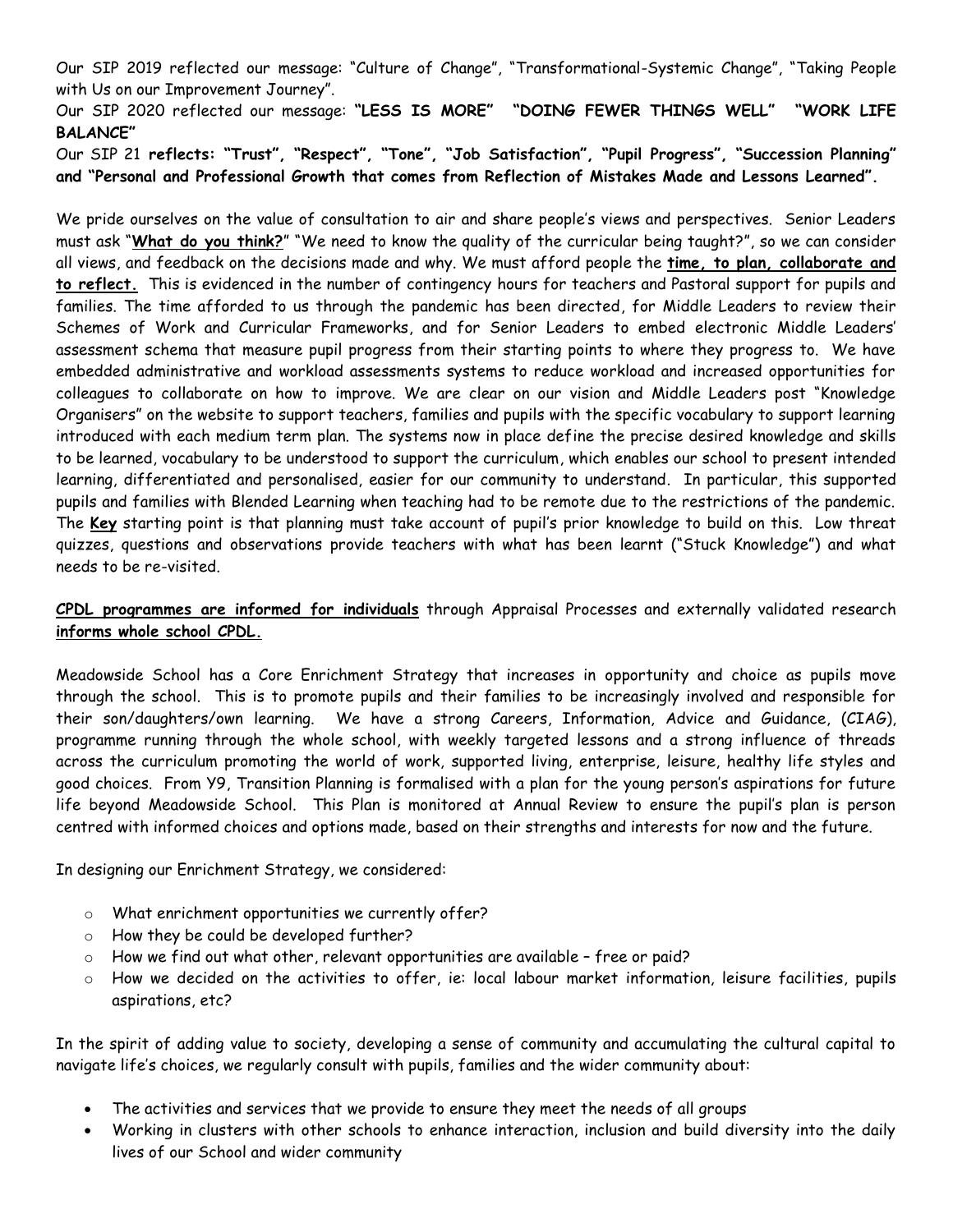Our SIP 2019 reflected our message: "Culture of Change", "Transformational-Systemic Change", "Taking People with Us on our Improvement Journey".

Our SIP 2020 reflected our message: **"LESS IS MORE" "DOING FEWER THINGS WELL" "WORK LIFE BALANCE"**

Our SIP 21 **reflects: "Trust", "Respect", "Tone", "Job Satisfaction", "Pupil Progress", "Succession Planning" and "Personal and Professional Growth that comes from Reflection of Mistakes Made and Lessons Learned".**

We pride ourselves on the value of consultation to air and share people's views and perspectives. Senior Leaders must ask "**<u>What do you think?</u>**" "We need to know the quality of the curricular being taught?", so we can consider all views, and feedback on the decisions made and why. We must afford people the **<u>time, to plan, collaborate and to reflect.</u>** This is evidenced in the number of contingency hours for teachers and Pastoral support for pupils and families. The time afforded to us through the pandemic has been directed, for Middle Leaders to review their Schemes of Work and Curricular Frameworks, and for Senior Leaders to embed electronic Middle Leaders' assessment schema that measure pupil progress from their starting points to where they progress to. We have embedded administrative and workload assessments systems to reduce workload and increased opportunities for colleagues to collaborate on how to improve. We are clear on our vision and Middle Leaders post "Knowledge Organisers" on the website to support teachers, families and pupils with the specific vocabulary to support learning introduced with each medium term plan. The systems now in place define the precise desired knowledge and skills to be learned, vocabulary to be understood to support the curriculum, which enables our school to present intended learning, differentiated and personalised, easier for our community to understand. In particular, this supported pupils and families with Blended Learning when teaching had to be remote due to the restrictions of the pandemic. The **<u>Key</u>** starting point is that planning must take account of pupil's prior knowledge to build on this. Low threat quizzes, questions and observations provide teachers with what has been learnt ("Stuck Knowledge") and what needs to be re-visited.

**<u>CPDL programmes are informed for individuals</u>** through Appraisal Processes and externally validated research **<u>informs whole school CPDL.</u>**

Meadowside School has a Core Enrichment Strategy that increases in opportunity and choice as pupils move through the school. This is to promote pupils and their families to be increasingly involved and responsible for their son/daughters/own learning. We have a strong Careers, Information, Advice and Guidance, (CIAG), programme running through the whole school, with weekly targeted lessons and a strong influence of threads across the curriculum promoting the world of work, supported living, enterprise, leisure, healthy life styles and good choices. From Y9, Transition Planning is formalised with a plan for the young person's aspirations for future life beyond Meadowside School. This Plan is monitored at Annual Review to ensure the pupil's plan is person centred with informed choices and options made, based on their strengths and interests for now and the future.

In designing our Enrichment Strategy, we considered:

- What enrichment opportunities we currently offer?
- How they be could be developed further?
- How we find out what other, relevant opportunities are available – free or paid?
- How we decided on the activities to offer, ie: local labour market information, leisure facilities, pupils aspirations, etc?

In the spirit of adding value to society, developing a sense of community and accumulating the cultural capital to navigate life's choices, we regularly consult with pupils, families and the wider community about:

- The activities and services that we provide to ensure they meet the needs of all groups
- Working in clusters with other schools to enhance interaction, inclusion and build diversity into the daily lives of our School and wider community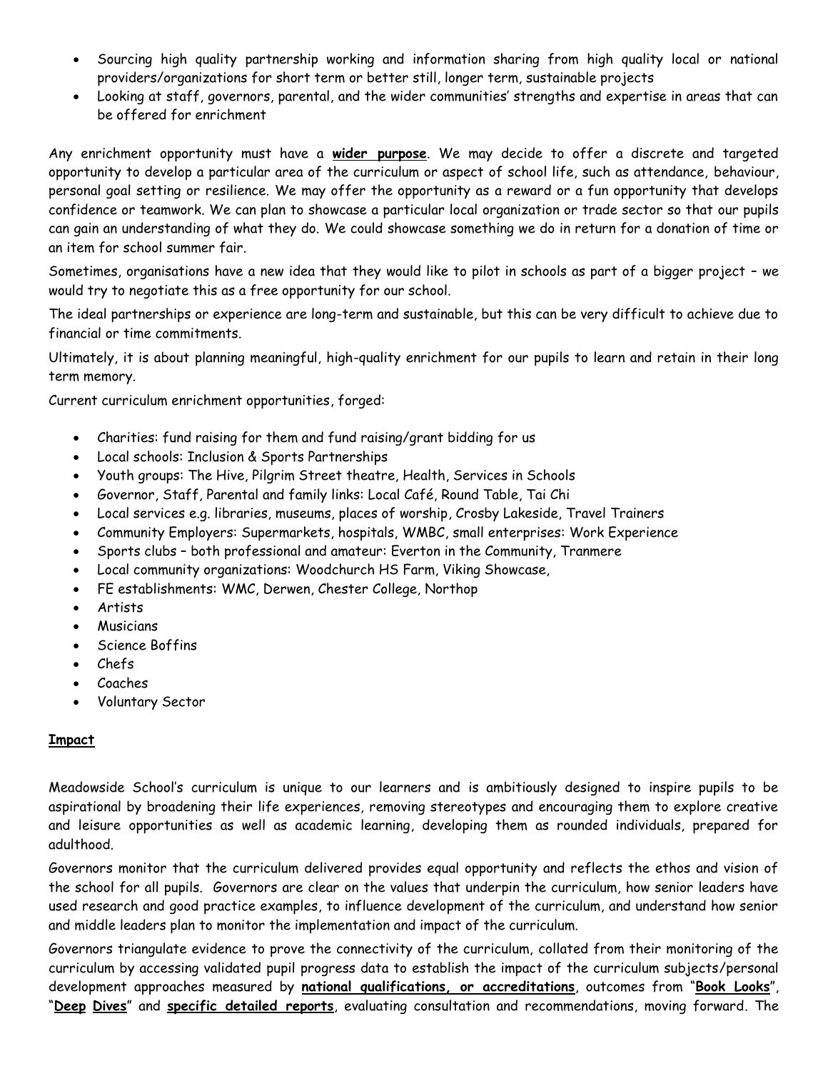- Sourcing high quality partnership working and information sharing from high quality local or national providers/organizations for short term or better still, longer term, sustainable projects
- Looking at staff, governors, parental, and the wider communities' strengths and expertise in areas that can be offered for enrichment

Any enrichment opportunity must have a **wider purpose**. We may decide to offer a discrete and targeted opportunity to develop a particular area of the curriculum or aspect of school life, such as attendance, behaviour, personal goal setting or resilience. We may offer the opportunity as a reward or a fun opportunity that develops confidence or teamwork. We can plan to showcase a particular local organization or trade sector so that our pupils can gain an understanding of what they do. We could showcase something we do in return for a donation of time or an item for school summer fair.

Sometimes, organisations have a new idea that they would like to pilot in schools as part of a bigger project – we would try to negotiate this as a free opportunity for our school.

The ideal partnerships or experience are long-term and sustainable, but this can be very difficult to achieve due to financial or time commitments.

Ultimately, it is about planning meaningful, high-quality enrichment for our pupils to learn and retain in their long term memory.

Current curriculum enrichment opportunities, forged:

- Charities: fund raising for them and fund raising/grant bidding for us
- Local schools: Inclusion & Sports Partnerships
- Youth groups: The Hive, Pilgrim Street theatre, Health, Services in Schools
- Governor, Staff, Parental and family links: Local Café, Round Table, Tai Chi
- Local services e.g. libraries, museums, places of worship, Crosby Lakeside, Travel Trainers
- Community Employers: Supermarkets, hospitals, WMBC, small enterprises: Work Experience
- Sports clubs – both professional and amateur: Everton in the Community, Tranmere
- Local community organizations: Woodchurch HS Farm, Viking Showcase,
- FE establishments: WMC, Derwen, Chester College, Northop
- Artists
- Musicians
- Science Boffins
- Chefs
- Coaches
- Voluntary Sector

## Impact

Meadowside School's curriculum is unique to our learners and is ambitiously designed to inspire pupils to be aspirational by broadening their life experiences, removing stereotypes and encouraging them to explore creative and leisure opportunities as well as academic learning, developing them as rounded individuals, prepared for adulthood.

Governors monitor that the curriculum delivered provides equal opportunity and reflects the ethos and vision of the school for all pupils. Governors are clear on the values that underpin the curriculum, how senior leaders have used research and good practice examples, to influence development of the curriculum, and understand how senior and middle leaders plan to monitor the implementation and impact of the curriculum.

Governors triangulate evidence to prove the connectivity of the curriculum, collated from their monitoring of the curriculum by accessing validated pupil progress data to establish the impact of the curriculum subjects/personal development approaches measured by **national qualifications, or accreditations**, outcomes from "**Book Looks**", "**Deep Dives**" and **specific detailed reports**, evaluating consultation and recommendations, moving forward. The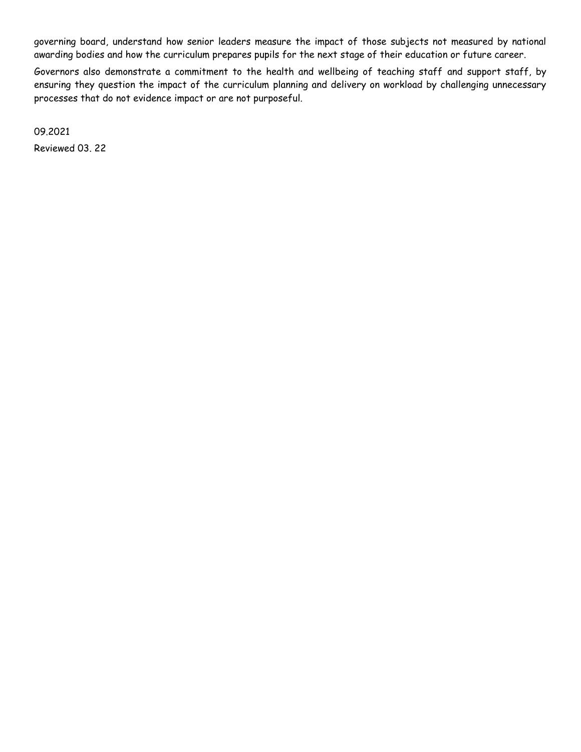governing board, understand how senior leaders measure the impact of those subjects not measured by national awarding bodies and how the curriculum prepares pupils for the next stage of their education or future career.

Governors also demonstrate a commitment to the health and wellbeing of teaching staff and support staff, by ensuring they question the impact of the curriculum planning and delivery on workload by challenging unnecessary processes that do not evidence impact or are not purposeful.

09.2021

Reviewed 03. 22